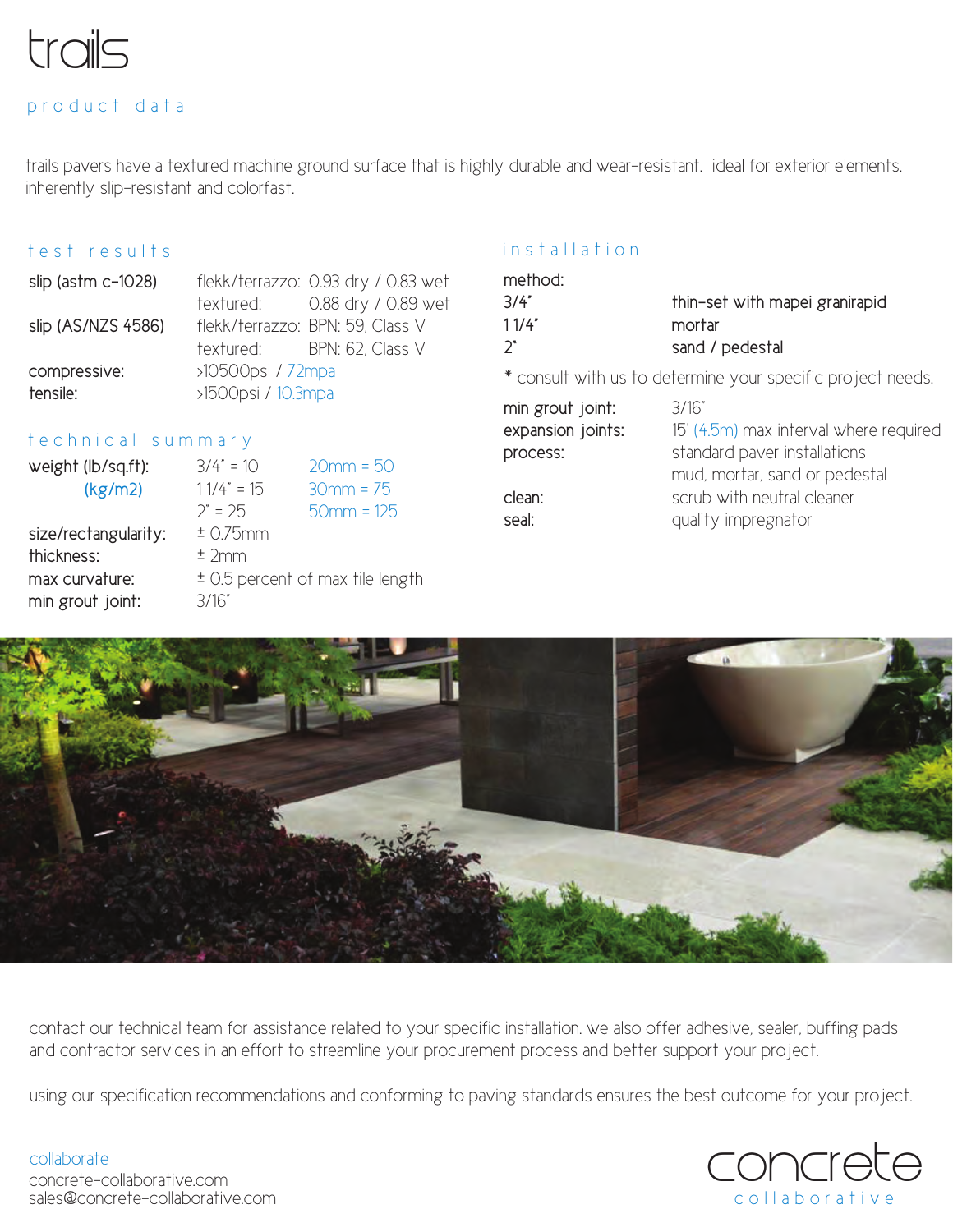# trails

## product data

trails pavers have a textured machine ground surface that is highly durable and wear-resistant. ideal for exterior elements. inherently slip-resistant and colorfast.

### test results

| | | |
|---|---|---|
| slip (astm c-1028) | flekk/terrazzo: | 0.93 dry / 0.83 wet |
| | textured: | 0.88 dry / 0.89 wet |
| slip (AS/NZS 4586) | flekk/terrazzo: | BPN: 59, Class V |
| | textured: | BPN: 62, Class V |
| compressive: | >10500psi / 72mpa | |
| tensile: | >1500psi / 10.3mpa | |

### technical summary

| | | |
|---|---|---|
| weight (lb/sq.ft): (kg/m2) | 3/4" = 10 | 20mm = 50 |
| | 1 1/4" = 15 | 30mm = 75 |
| | 2" = 25 | 50mm = 125 |
| size/rectangularity: | ± 0.75mm | |
| thickness: | ± 2mm | |
| max curvature: | ± 0.5 percent of max tile length | |
| min grout joint: | 3/16" | |

### installation

method:

| | |
|---|---|
| 3/4" | thin-set with mapei granirapid |
| 1 1/4" | mortar |
| 2" | sand / pedestal |

* consult with us to determine your specific project needs.

| | |
|---|---|
| min grout joint: | 3/16" |
| expansion joints: | 15' (4.5m) max interval where required |
| process: | standard paver installations<br>mud, mortar, sand or pedestal |
| clean: | scrub with neutral cleaner |
| seal: | quality impregnator |

contact our technical team for assistance related to your specific installation. we also offer adhesive, sealer, buffing pads and contractor services in an effort to streamline your procurement process and better support your project.

using our specification recommendations and conforming to paving standards ensures the best outcome for your project.

collaborate
concrete-collaborative.com
sales@concrete-collaborative.com

concrete collaborative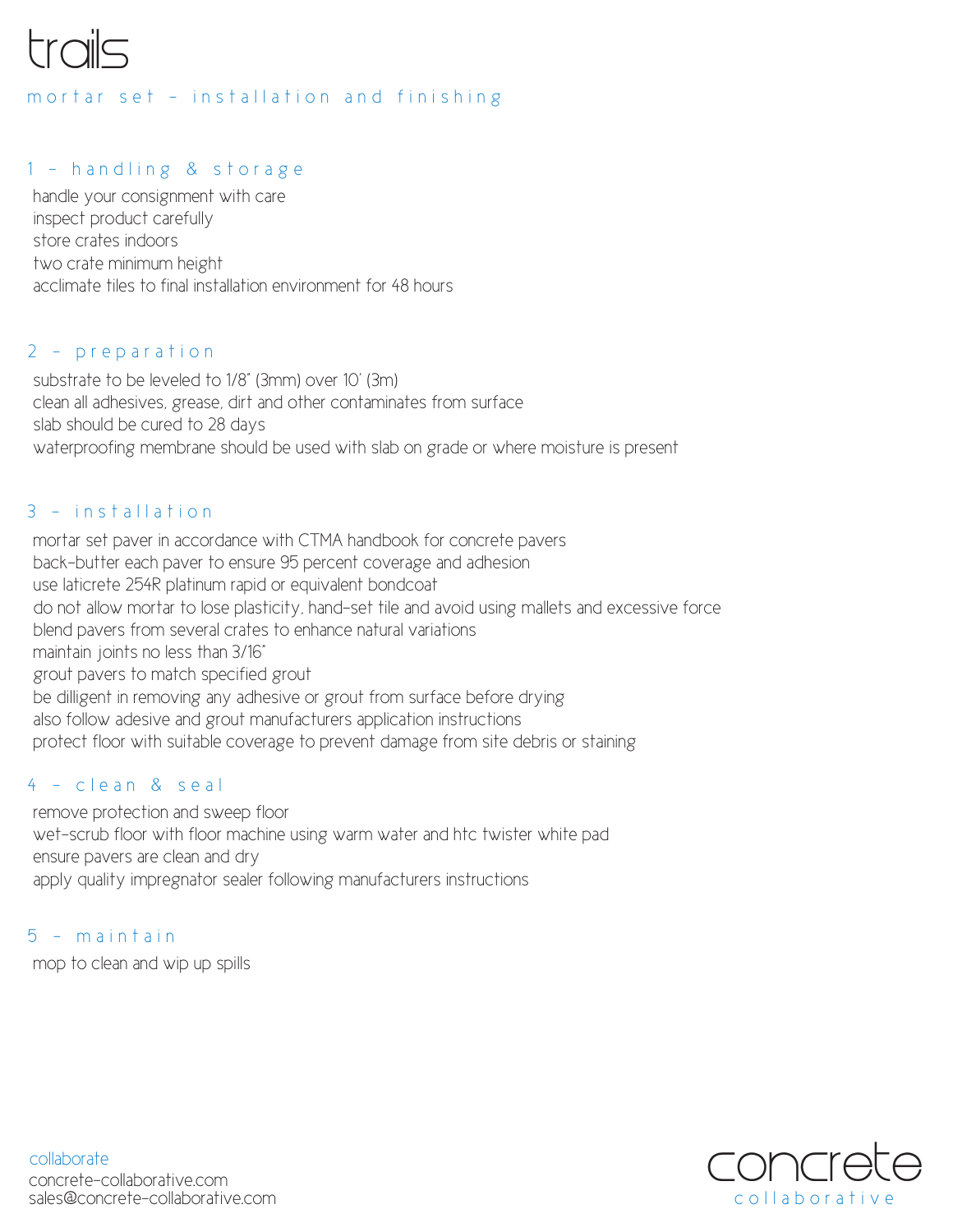# trails

## mortar set – installation and finishing

### 1 – handling & storage

handle your consignment with care
inspect product carefully
store crates indoors
two crate minimum height
acclimate tiles to final installation environment for 48 hours

### 2 – preparation

substrate to be leveled to 1/8" (3mm) over 10' (3m)
clean all adhesives, grease, dirt and other contaminates from surface
slab should be cured to 28 days
waterproofing membrane should be used with slab on grade or where moisture is present

### 3 – installation

mortar set paver in accordance with CTMA handbook for concrete pavers
back-butter each paver to ensure 95 percent coverage and adhesion
use laticrete 254R platinum rapid or equivalent bondcoat
do not allow mortar to lose plasticity, hand-set tile and avoid using mallets and excessive force
blend pavers from several crates to enhance natural variations
maintain joints no less than 3/16"
grout pavers to match specified grout
be dilligent in removing any adhesive or grout from surface before drying
also follow adesive and grout manufacturers application instructions
protect floor with suitable coverage to prevent damage from site debris or staining

### 4 – clean & seal

remove protection and sweep floor
wet-scrub floor with floor machine using warm water and htc twister white pad
ensure pavers are clean and dry
apply quality impregnator sealer following manufacturers instructions

### 5 – maintain

mop to clean and wip up spills

collaborate
concrete-collaborative.com
sales@concrete-collaborative.com

concrete collaborative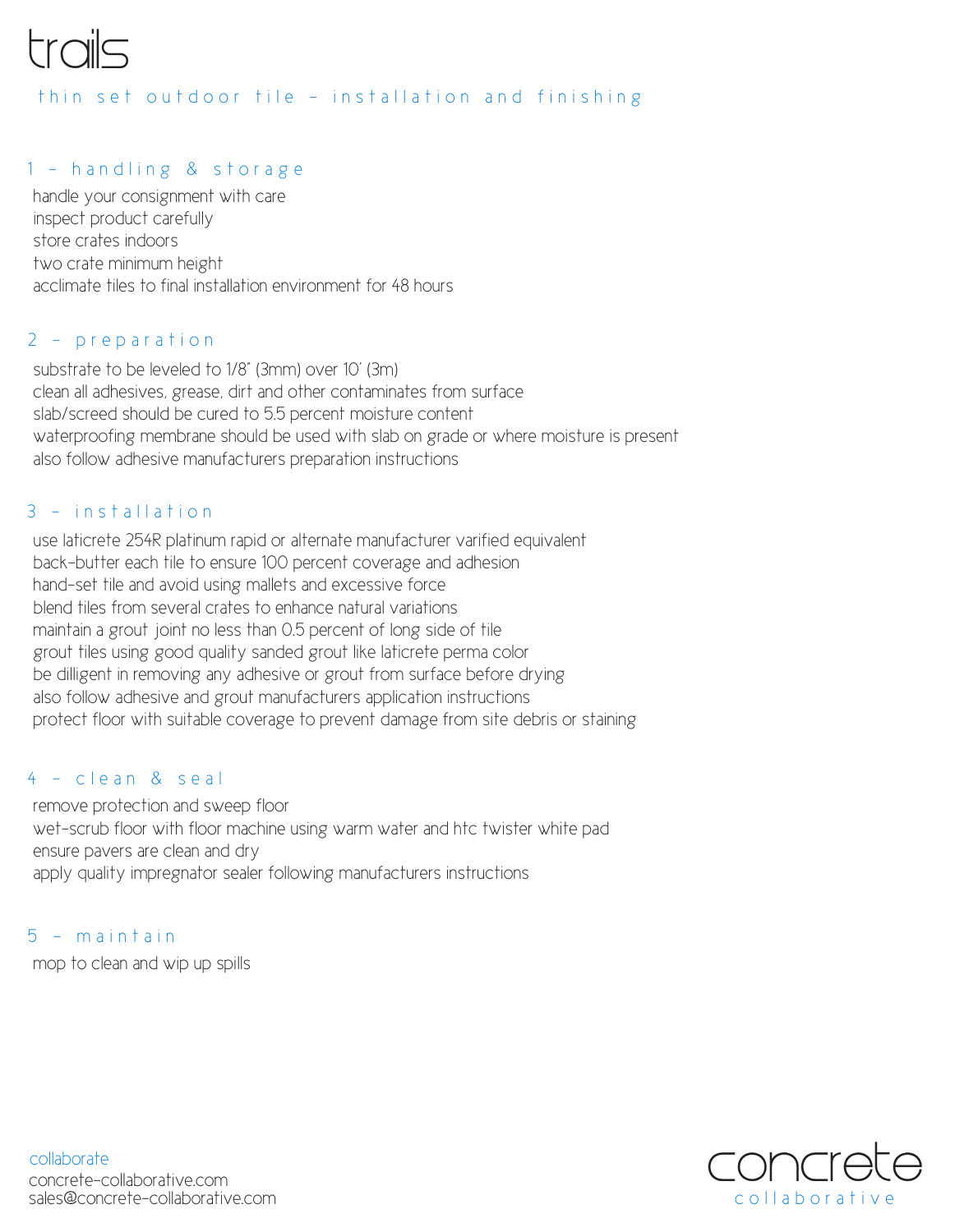# trails

## thin set outdoor tile – installation and finishing

### 1 – handling & storage

handle your consignment with care
inspect product carefully
store crates indoors
two crate minimum height
acclimate tiles to final installation environment for 48 hours

### 2 – preparation

substrate to be leveled to 1/8" (3mm) over 10' (3m)
clean all adhesives, grease, dirt and other contaminates from surface
slab/screed should be cured to 5.5 percent moisture content
waterproofing membrane should be used with slab on grade or where moisture is present
also follow adhesive manufacturers preparation instructions

### 3 – installation

use laticrete 254R platinum rapid or alternate manufacturer varified equivalent
back-butter each tile to ensure 100 percent coverage and adhesion
hand-set tile and avoid using mallets and excessive force
blend tiles from several crates to enhance natural variations
maintain a grout joint no less than 0.5 percent of long side of tile
grout tiles using good quality sanded grout like laticrete perma color
be dilligent in removing any adhesive or grout from surface before drying
also follow adhesive and grout manufacturers application instructions
protect floor with suitable coverage to prevent damage from site debris or staining

### 4 – clean & seal

remove protection and sweep floor
wet-scrub floor with floor machine using warm water and htc twister white pad
ensure pavers are clean and dry
apply quality impregnator sealer following manufacturers instructions

### 5 – maintain

mop to clean and wip up spills

collaborate
concrete-collaborative.com
sales@concrete-collaborative.com

concrete collaborative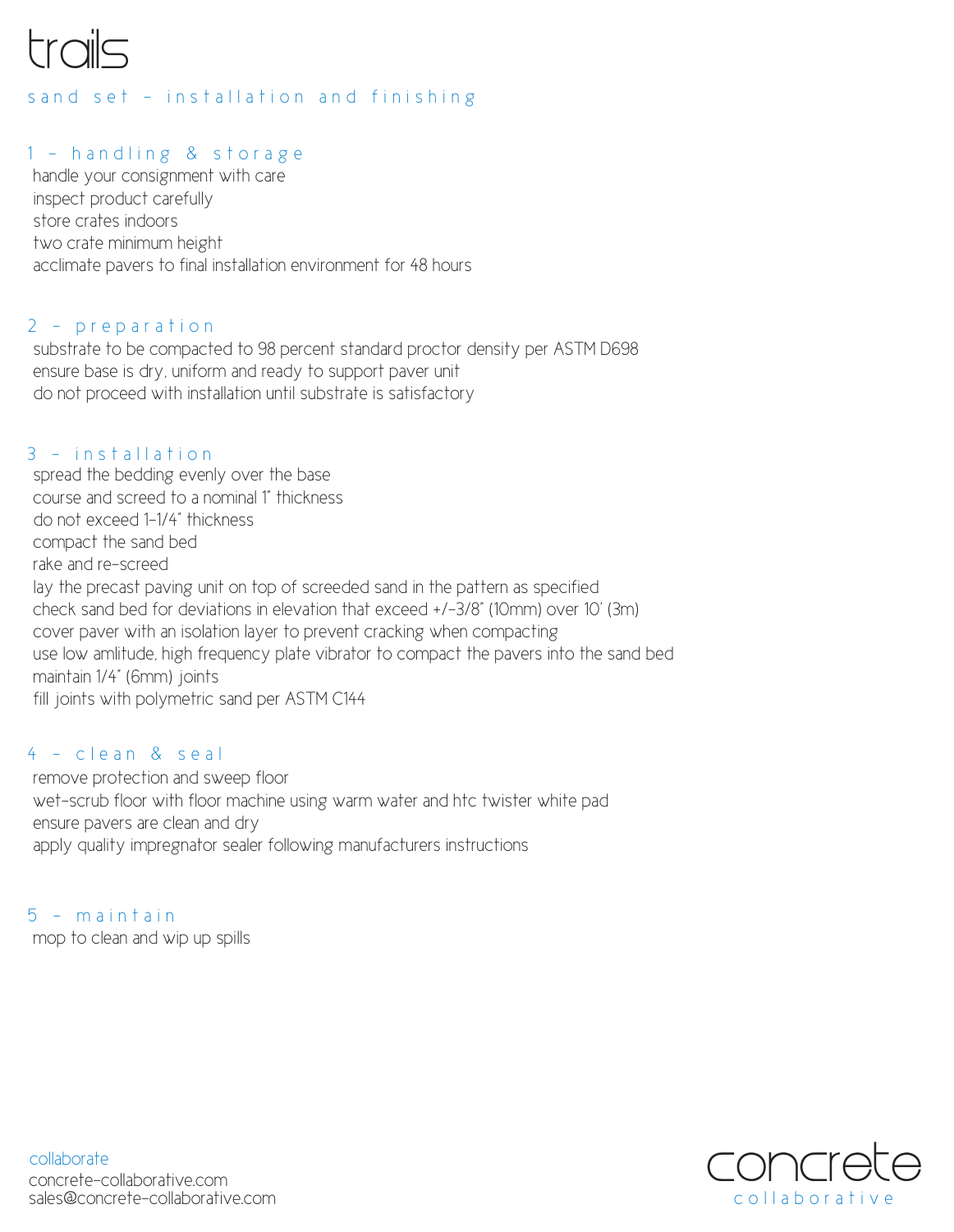# trails

## sand set – installation and finishing

### 1 – handling & storage

handle your consignment with care
inspect product carefully
store crates indoors
two crate minimum height
acclimate pavers to final installation environment for 48 hours

### 2 – preparation

substrate to be compacted to 98 percent standard proctor density per ASTM D698
ensure base is dry, uniform and ready to support paver unit
do not proceed with installation until substrate is satisfactory

### 3 – installation

spread the bedding evenly over the base
course and screed to a nominal 1" thickness
do not exceed 1-1/4" thickness
compact the sand bed
rake and re-screed
lay the precast paving unit on top of screeded sand in the pattern as specified
check sand bed for deviations in elevation that exceed +/-3/8" (10mm) over 10' (3m)
cover paver with an isolation layer to prevent cracking when compacting
use low amlitude, high frequency plate vibrator to compact the pavers into the sand bed
maintain 1/4" (6mm) joints
fill joints with polymetric sand per ASTM C144

### 4 – clean & seal

remove protection and sweep floor
wet-scrub floor with floor machine using warm water and htc twister white pad
ensure pavers are clean and dry
apply quality impregnator sealer following manufacturers instructions

### 5 – maintain

mop to clean and wip up spills

collaborate
concrete-collaborative.com
sales@concrete-collaborative.com

concrete
collaborative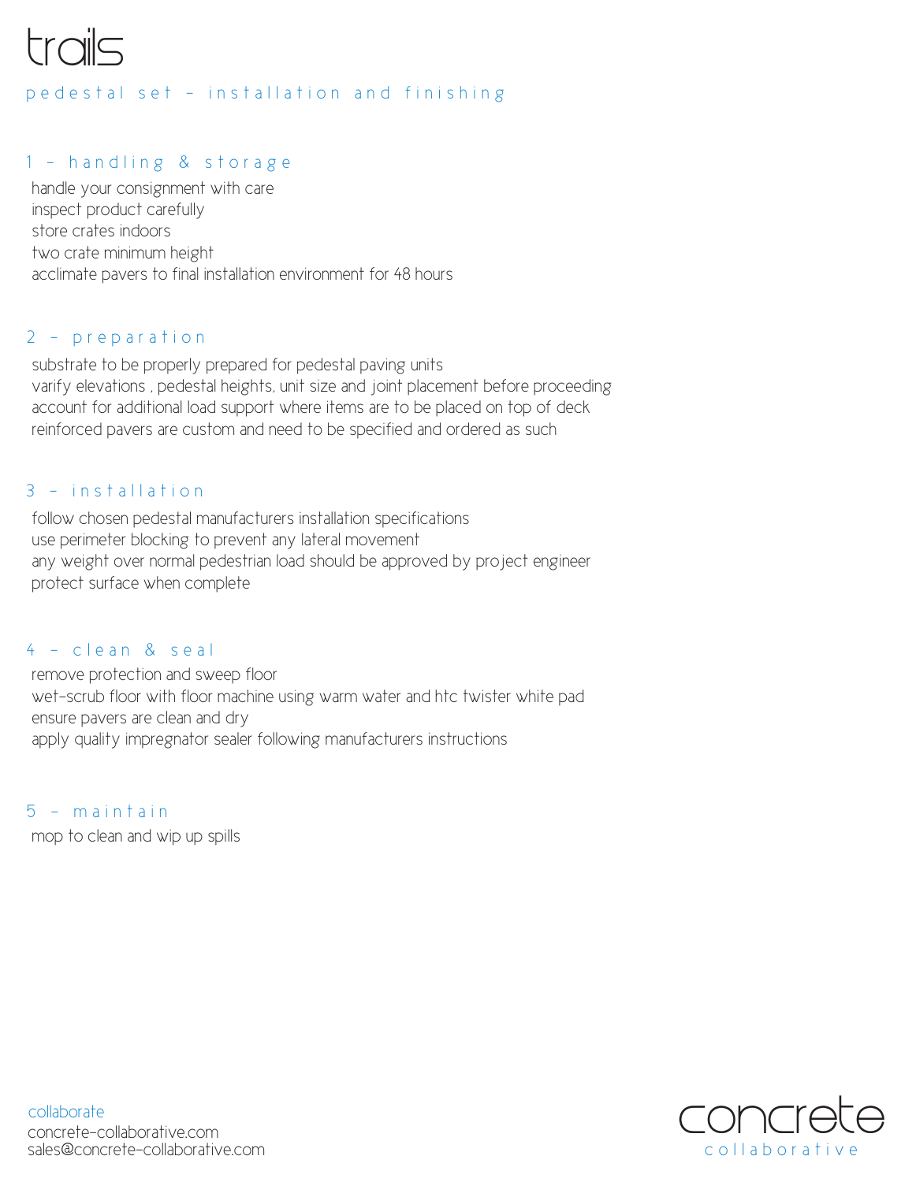# trails

pedestal set - installation and finishing

## 1 - handling & storage

handle your consignment with care
inspect product carefully
store crates indoors
two crate minimum height
acclimate pavers to final installation environment for 48 hours

## 2 - preparation

substrate to be properly prepared for pedestal paving units
varify elevations , pedestal heights, unit size and joint placement before proceeding
account for additional load support where items are to be placed on top of deck
reinforced pavers are custom and need to be specified and ordered as such

## 3 - installation

follow chosen pedestal manufacturers installation specifications
use perimeter blocking to prevent any lateral movement
any weight over normal pedestrian load should be approved by project engineer
protect surface when complete

## 4 - clean & seal

remove protection and sweep floor
wet-scrub floor with floor machine using warm water and htc twister white pad
ensure pavers are clean and dry
apply quality impregnator sealer following manufacturers instructions

## 5 - maintain

mop to clean and wip up spills

collaborate
concrete-collaborative.com
sales@concrete-collaborative.com

concrete
collaborative